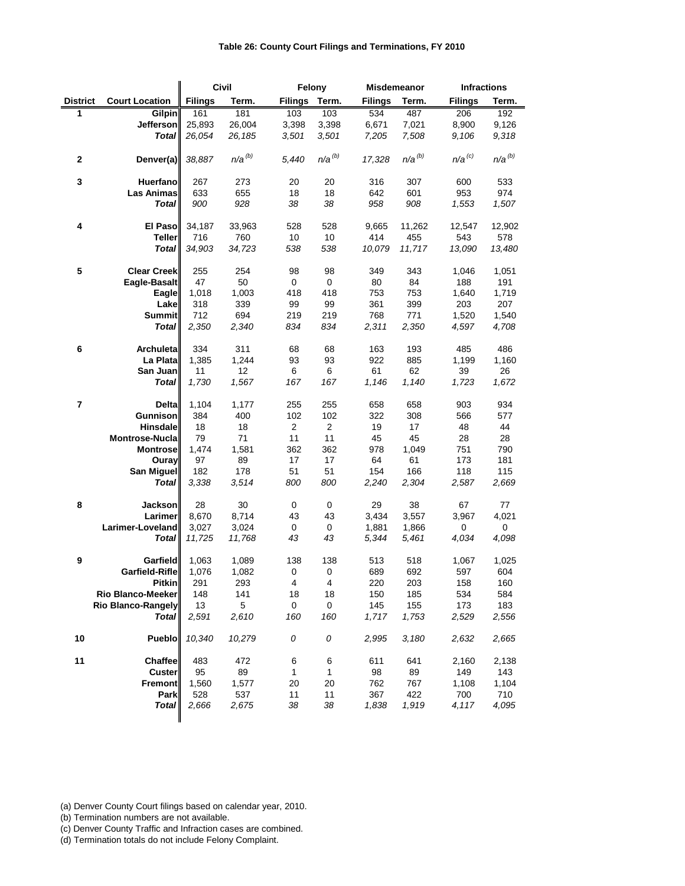**Table 26: County Court Filings and Terminations, FY 2010**

| | | Civil | | Felony | | Misdemeanor | | Infractions | |
|---|---|---|---|---|---|---|---|---|---|
| District | Court Location | Filings | Term. | Filings | Term. | Filings | Term. | Filings | Term. |
| 1 | Gilpin | 161 | 181 | 103 | 103 | 534 | 487 | 206 | 192 |
| | Jefferson | 25,893 | 26,004 | 3,398 | 3,398 | 6,671 | 7,021 | 8,900 | 9,126 |
| | *Total* | *26,054* | *26,185* | *3,501* | *3,501* | *7,205* | *7,508* | *9,106* | *9,318* |
| 2 | Denver(a) | *38,887* | *n/a* (b) | *5,440* | *n/a* (b) | *17,328* | *n/a* (b) | *n/a* (c) | *n/a* (b) |
| 3 | Huerfano | 267 | 273 | 20 | 20 | 316 | 307 | 600 | 533 |
| | Las Animas | 633 | 655 | 18 | 18 | 642 | 601 | 953 | 974 |
| | *Total* | *900* | *928* | *38* | *38* | *958* | *908* | *1,553* | *1,507* |
| 4 | El Paso | 34,187 | 33,963 | 528 | 528 | 9,665 | 11,262 | 12,547 | 12,902 |
| | Teller | 716 | 760 | 10 | 10 | 414 | 455 | 543 | 578 |
| | *Total* | *34,903* | *34,723* | *538* | *538* | *10,079* | *11,717* | *13,090* | *13,480* |
| 5 | Clear Creek | 255 | 254 | 98 | 98 | 349 | 343 | 1,046 | 1,051 |
| | Eagle-Basalt | 47 | 50 | 0 | 0 | 80 | 84 | 188 | 191 |
| | Eagle | 1,018 | 1,003 | 418 | 418 | 753 | 753 | 1,640 | 1,719 |
| | Lake | 318 | 339 | 99 | 99 | 361 | 399 | 203 | 207 |
| | Summit | 712 | 694 | 219 | 219 | 768 | 771 | 1,520 | 1,540 |
| | *Total* | *2,350* | *2,340* | *834* | *834* | *2,311* | *2,350* | *4,597* | *4,708* |
| 6 | Archuleta | 334 | 311 | 68 | 68 | 163 | 193 | 485 | 486 |
| | La Plata | 1,385 | 1,244 | 93 | 93 | 922 | 885 | 1,199 | 1,160 |
| | San Juan | 11 | 12 | 6 | 6 | 61 | 62 | 39 | 26 |
| | *Total* | *1,730* | *1,567* | *167* | *167* | *1,146* | *1,140* | *1,723* | *1,672* |
| 7 | Delta | 1,104 | 1,177 | 255 | 255 | 658 | 658 | 903 | 934 |
| | Gunnison | 384 | 400 | 102 | 102 | 322 | 308 | 566 | 577 |
| | Hinsdale | 18 | 18 | 2 | 2 | 19 | 17 | 48 | 44 |
| | Montrose-Nucla | 79 | 71 | 11 | 11 | 45 | 45 | 28 | 28 |
| | Montrose | 1,474 | 1,581 | 362 | 362 | 978 | 1,049 | 751 | 790 |
| | Ouray | 97 | 89 | 17 | 17 | 64 | 61 | 173 | 181 |
| | San Miguel | 182 | 178 | 51 | 51 | 154 | 166 | 118 | 115 |
| | *Total* | *3,338* | *3,514* | *800* | *800* | *2,240* | *2,304* | *2,587* | *2,669* |
| 8 | Jackson | 28 | 30 | 0 | 0 | 29 | 38 | 67 | 77 |
| | Larimer | 8,670 | 8,714 | 43 | 43 | 3,434 | 3,557 | 3,967 | 4,021 |
| | Larimer-Loveland | 3,027 | 3,024 | 0 | 0 | 1,881 | 1,866 | 0 | 0 |
| | *Total* | *11,725* | *11,768* | *43* | *43* | *5,344* | *5,461* | *4,034* | *4,098* |
| 9 | Garfield | 1,063 | 1,089 | 138 | 138 | 513 | 518 | 1,067 | 1,025 |
| | Garfield-Rifle | 1,076 | 1,082 | 0 | 0 | 689 | 692 | 597 | 604 |
| | Pitkin | 291 | 293 | 4 | 4 | 220 | 203 | 158 | 160 |
| | Rio Blanco-Meeker | 148 | 141 | 18 | 18 | 150 | 185 | 534 | 584 |
| | Rio Blanco-Rangely | 13 | 5 | 0 | 0 | 145 | 155 | 173 | 183 |
| | *Total* | *2,591* | *2,610* | *160* | *160* | *1,717* | *1,753* | *2,529* | *2,556* |
| 10 | Pueblo | *10,340* | *10,279* | *0* | *0* | *2,995* | *3,180* | *2,632* | *2,665* |
| 11 | Chaffee | 483 | 472 | 6 | 6 | 611 | 641 | 2,160 | 2,138 |
| | Custer | 95 | 89 | 1 | 1 | 98 | 89 | 149 | 143 |
| | Fremont | 1,560 | 1,577 | 20 | 20 | 762 | 767 | 1,108 | 1,104 |
| | Park | 528 | 537 | 11 | 11 | 367 | 422 | 700 | 710 |
| | *Total* | *2,666* | *2,675* | *38* | *38* | *1,838* | *1,919* | *4,117* | *4,095* |

(a) Denver County Court filings based on calendar year, 2010.
(b) Termination numbers are not available.
(c) Denver County Traffic and Infraction cases are combined.
(d) Termination totals do not include Felony Complaint.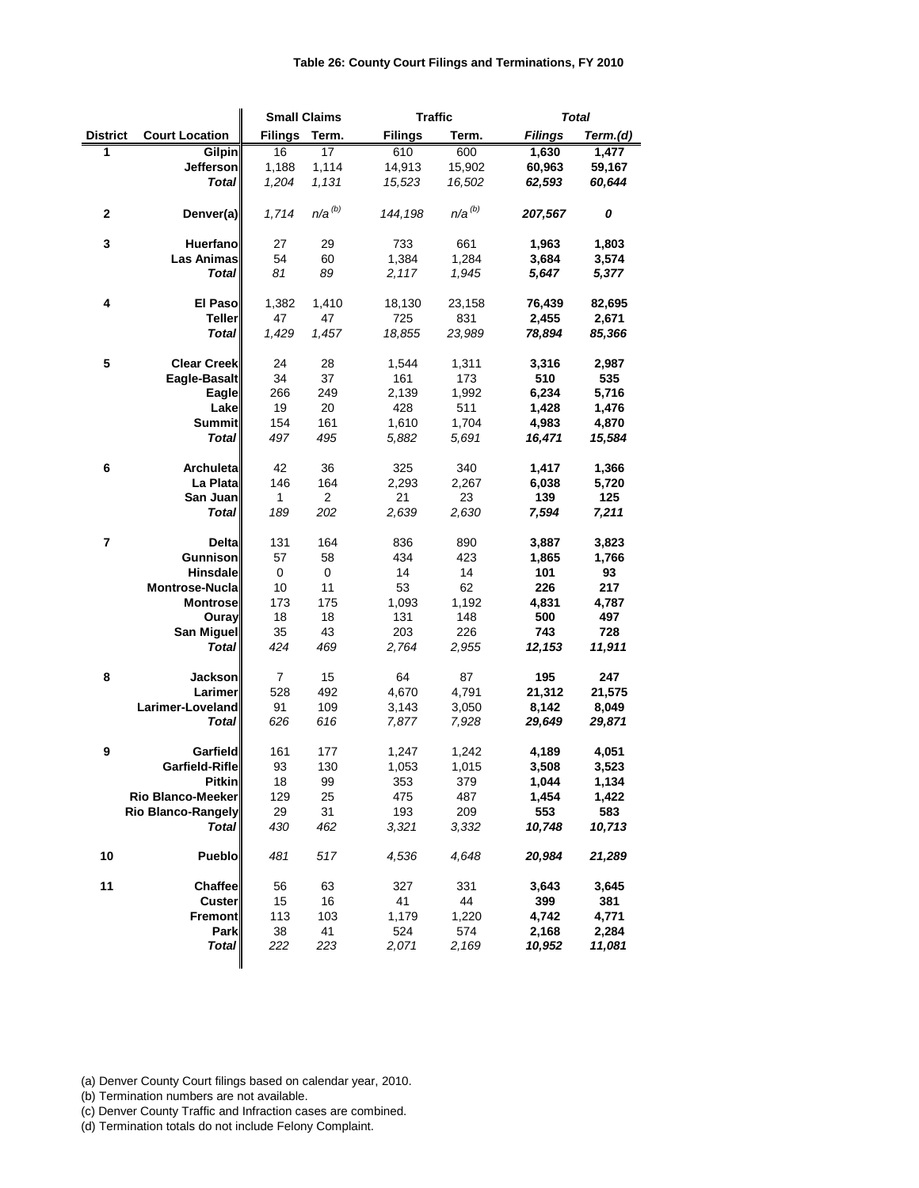**Table 26: County Court Filings and Terminations, FY 2010**

| | | Small Claims | | Traffic | | *Total* | |
|---|---|---|---|---|---|---|---|
| **District** | **Court Location** | **Filings** | **Term.** | **Filings** | **Term.** | ***Filings*** | ***Term.(d)*** |
| **1** | **Gilpin** | 16 | 17 | 610 | 600 | **1,630** | **1,477** |
| | **Jefferson** | 1,188 | 1,114 | 14,913 | 15,902 | **60,963** | **59,167** |
| | ***Total*** | *1,204* | *1,131* | *15,523* | *16,502* | ***62,593*** | ***60,644*** |
| **2** | **Denver(a)** | *1,714* | *n/a (b)* | *144,198* | *n/a (b)* | ***207,567*** | ***0*** |
| **3** | **Huerfano** | 27 | 29 | 733 | 661 | **1,963** | **1,803** |
| | **Las Animas** | 54 | 60 | 1,384 | 1,284 | **3,684** | **3,574** |
| | ***Total*** | *81* | *89* | *2,117* | *1,945* | ***5,647*** | ***5,377*** |
| **4** | **El Paso** | 1,382 | 1,410 | 18,130 | 23,158 | **76,439** | **82,695** |
| | **Teller** | 47 | 47 | 725 | 831 | **2,455** | **2,671** |
| | ***Total*** | *1,429* | *1,457* | *18,855* | *23,989* | ***78,894*** | ***85,366*** |
| **5** | **Clear Creek** | 24 | 28 | 1,544 | 1,311 | **3,316** | **2,987** |
| | **Eagle-Basalt** | 34 | 37 | 161 | 173 | **510** | **535** |
| | **Eagle** | 266 | 249 | 2,139 | 1,992 | **6,234** | **5,716** |
| | **Lake** | 19 | 20 | 428 | 511 | **1,428** | **1,476** |
| | **Summit** | 154 | 161 | 1,610 | 1,704 | **4,983** | **4,870** |
| | ***Total*** | *497* | *495* | *5,882* | *5,691* | ***16,471*** | ***15,584*** |
| **6** | **Archuleta** | 42 | 36 | 325 | 340 | **1,417** | **1,366** |
| | **La Plata** | 146 | 164 | 2,293 | 2,267 | **6,038** | **5,720** |
| | **San Juan** | 1 | 2 | 21 | 23 | **139** | **125** |
| | ***Total*** | *189* | *202* | *2,639* | *2,630* | ***7,594*** | ***7,211*** |
| **7** | **Delta** | 131 | 164 | 836 | 890 | **3,887** | **3,823** |
| | **Gunnison** | 57 | 58 | 434 | 423 | **1,865** | **1,766** |
| | **Hinsdale** | 0 | 0 | 14 | 14 | **101** | **93** |
| | **Montrose-Nucla** | 10 | 11 | 53 | 62 | **226** | **217** |
| | **Montrose** | 173 | 175 | 1,093 | 1,192 | **4,831** | **4,787** |
| | **Ouray** | 18 | 18 | 131 | 148 | **500** | **497** |
| | **San Miguel** | 35 | 43 | 203 | 226 | **743** | **728** |
| | ***Total*** | *424* | *469* | *2,764* | *2,955* | ***12,153*** | ***11,911*** |
| **8** | **Jackson** | 7 | 15 | 64 | 87 | **195** | **247** |
| | **Larimer** | 528 | 492 | 4,670 | 4,791 | **21,312** | **21,575** |
| | **Larimer-Loveland** | 91 | 109 | 3,143 | 3,050 | **8,142** | **8,049** |
| | ***Total*** | *626* | *616* | *7,877* | *7,928* | ***29,649*** | ***29,871*** |
| **9** | **Garfield** | 161 | 177 | 1,247 | 1,242 | **4,189** | **4,051** |
| | **Garfield-Rifle** | 93 | 130 | 1,053 | 1,015 | **3,508** | **3,523** |
| | **Pitkin** | 18 | 99 | 353 | 379 | **1,044** | **1,134** |
| | **Rio Blanco-Meeker** | 129 | 25 | 475 | 487 | **1,454** | **1,422** |
| | **Rio Blanco-Rangely** | 29 | 31 | 193 | 209 | **553** | **583** |
| | ***Total*** | *430* | *462* | *3,321* | *3,332* | ***10,748*** | ***10,713*** |
| **10** | **Pueblo** | *481* | *517* | *4,536* | *4,648* | ***20,984*** | ***21,289*** |
| **11** | **Chaffee** | 56 | 63 | 327 | 331 | **3,643** | **3,645** |
| | **Custer** | 15 | 16 | 41 | 44 | **399** | **381** |
| | **Fremont** | 113 | 103 | 1,179 | 1,220 | **4,742** | **4,771** |
| | **Park** | 38 | 41 | 524 | 574 | **2,168** | **2,284** |
| | ***Total*** | *222* | *223* | *2,071* | *2,169* | ***10,952*** | ***11,081*** |

(a) Denver County Court filings based on calendar year, 2010.
(b) Termination numbers are not available.
(c) Denver County Traffic and Infraction cases are combined.
(d) Termination totals do not include Felony Complaint.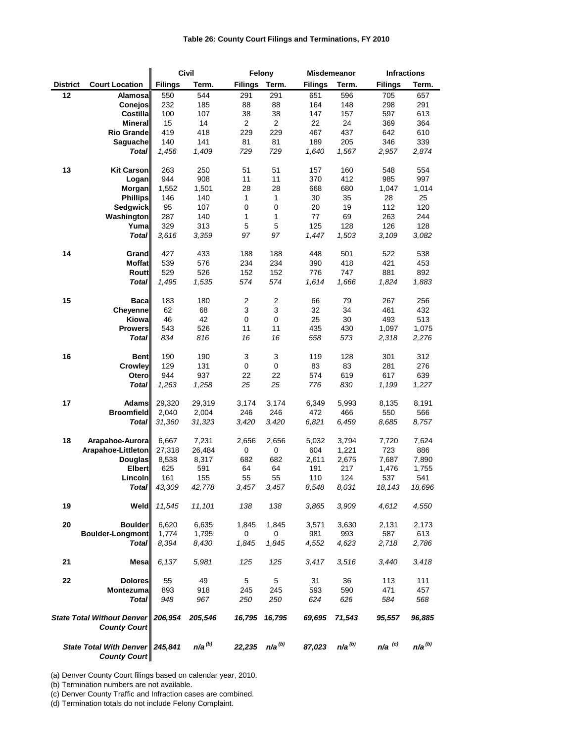**Table 26: County Court Filings and Terminations, FY 2010**

| | | Civil | | Felony | | Misdemeanor | | Infractions | |
|---|---|---|---|---|---|---|---|---|---|
| **District** | **Court Location** | **Filings** | **Term.** | **Filings** | **Term.** | **Filings** | **Term.** | **Filings** | **Term.** |
| 12 | Alamosa | 550 | 544 | 291 | 291 | 651 | 596 | 705 | 657 |
| | Conejos | 232 | 185 | 88 | 88 | 164 | 148 | 298 | 291 |
| | Costilla | 100 | 107 | 38 | 38 | 147 | 157 | 597 | 613 |
| | Mineral | 15 | 14 | 2 | 2 | 22 | 24 | 369 | 364 |
| | Rio Grande | 419 | 418 | 229 | 229 | 467 | 437 | 642 | 610 |
| | Saguache | 140 | 141 | 81 | 81 | 189 | 205 | 346 | 339 |
| | *Total* | *1,456* | *1,409* | *729* | *729* | *1,640* | *1,567* | *2,957* | *2,874* |
| 13 | Kit Carson | 263 | 250 | 51 | 51 | 157 | 160 | 548 | 554 |
| | Logan | 944 | 908 | 11 | 11 | 370 | 412 | 985 | 997 |
| | Morgan | 1,552 | 1,501 | 28 | 28 | 668 | 680 | 1,047 | 1,014 |
| | Phillips | 146 | 140 | 1 | 1 | 30 | 35 | 28 | 25 |
| | Sedgwick | 95 | 107 | 0 | 0 | 20 | 19 | 112 | 120 |
| | Washington | 287 | 140 | 1 | 1 | 77 | 69 | 263 | 244 |
| | Yuma | 329 | 313 | 5 | 5 | 125 | 128 | 126 | 128 |
| | *Total* | *3,616* | *3,359* | *97* | *97* | *1,447* | *1,503* | *3,109* | *3,082* |
| 14 | Grand | 427 | 433 | 188 | 188 | 448 | 501 | 522 | 538 |
| | Moffat | 539 | 576 | 234 | 234 | 390 | 418 | 421 | 453 |
| | Routt | 529 | 526 | 152 | 152 | 776 | 747 | 881 | 892 |
| | *Total* | *1,495* | *1,535* | *574* | *574* | *1,614* | *1,666* | *1,824* | *1,883* |
| 15 | Baca | 183 | 180 | 2 | 2 | 66 | 79 | 267 | 256 |
| | Cheyenne | 62 | 68 | 3 | 3 | 32 | 34 | 461 | 432 |
| | Kiowa | 46 | 42 | 0 | 0 | 25 | 30 | 493 | 513 |
| | Prowers | 543 | 526 | 11 | 11 | 435 | 430 | 1,097 | 1,075 |
| | *Total* | *834* | *816* | *16* | *16* | *558* | *573* | *2,318* | *2,276* |
| 16 | Bent | 190 | 190 | 3 | 3 | 119 | 128 | 301 | 312 |
| | Crowley | 129 | 131 | 0 | 0 | 83 | 83 | 281 | 276 |
| | Otero | 944 | 937 | 22 | 22 | 574 | 619 | 617 | 639 |
| | *Total* | *1,263* | *1,258* | *25* | *25* | *776* | *830* | *1,199* | *1,227* |
| 17 | Adams | 29,320 | 29,319 | 3,174 | 3,174 | 6,349 | 5,993 | 8,135 | 8,191 |
| | Broomfield | 2,040 | 2,004 | 246 | 246 | 472 | 466 | 550 | 566 |
| | *Total* | *31,360* | *31,323* | *3,420* | *3,420* | *6,821* | *6,459* | *8,685* | *8,757* |
| 18 | Arapahoe-Aurora | 6,667 | 7,231 | 2,656 | 2,656 | 5,032 | 3,794 | 7,720 | 7,624 |
| | Arapahoe-Littleton | 27,318 | 26,484 | 0 | 0 | 604 | 1,221 | 723 | 886 |
| | Douglas | 8,538 | 8,317 | 682 | 682 | 2,611 | 2,675 | 7,687 | 7,890 |
| | Elbert | 625 | 591 | 64 | 64 | 191 | 217 | 1,476 | 1,755 |
| | Lincoln | 161 | 155 | 55 | 55 | 110 | 124 | 537 | 541 |
| | *Total* | *43,309* | *42,778* | *3,457* | *3,457* | *8,548* | *8,031* | *18,143* | *18,696* |
| 19 | Weld | *11,545* | *11,101* | *138* | *138* | *3,865* | *3,909* | *4,612* | *4,550* |
| 20 | Boulder | 6,620 | 6,635 | 1,845 | 1,845 | 3,571 | 3,630 | 2,131 | 2,173 |
| | Boulder-Longmont | 1,774 | 1,795 | 0 | 0 | 981 | 993 | 587 | 613 |
| | *Total* | *8,394* | *8,430* | *1,845* | *1,845* | *4,552* | *4,623* | *2,718* | *2,786* |
| 21 | Mesa | *6,137* | *5,981* | *125* | *125* | *3,417* | *3,516* | *3,440* | *3,418* |
| 22 | Dolores | 55 | 49 | 5 | 5 | 31 | 36 | 113 | 111 |
| | Montezuma | 893 | 918 | 245 | 245 | 593 | 590 | 471 | 457 |
| | *Total* | *948* | *967* | *250* | *250* | *624* | *626* | *584* | *568* |
| ***State Total Without Denver County Court*** | | ***206,954*** | ***205,546*** | ***16,795*** | ***16,795*** | ***69,695*** | ***71,543*** | ***95,557*** | ***96,885*** |
| ***State Total With Denver County Court*** | | ***245,841*** | ***n/a [b]*** | ***22,235*** | ***n/a [b]*** | ***87,023*** | ***n/a [b]*** | ***n/a [c]*** | ***n/a [b]*** |

(a) Denver County Court filings based on calendar year, 2010.
(b) Termination numbers are not available.
(c) Denver County Traffic and Infraction cases are combined.
(d) Termination totals do not include Felony Complaint.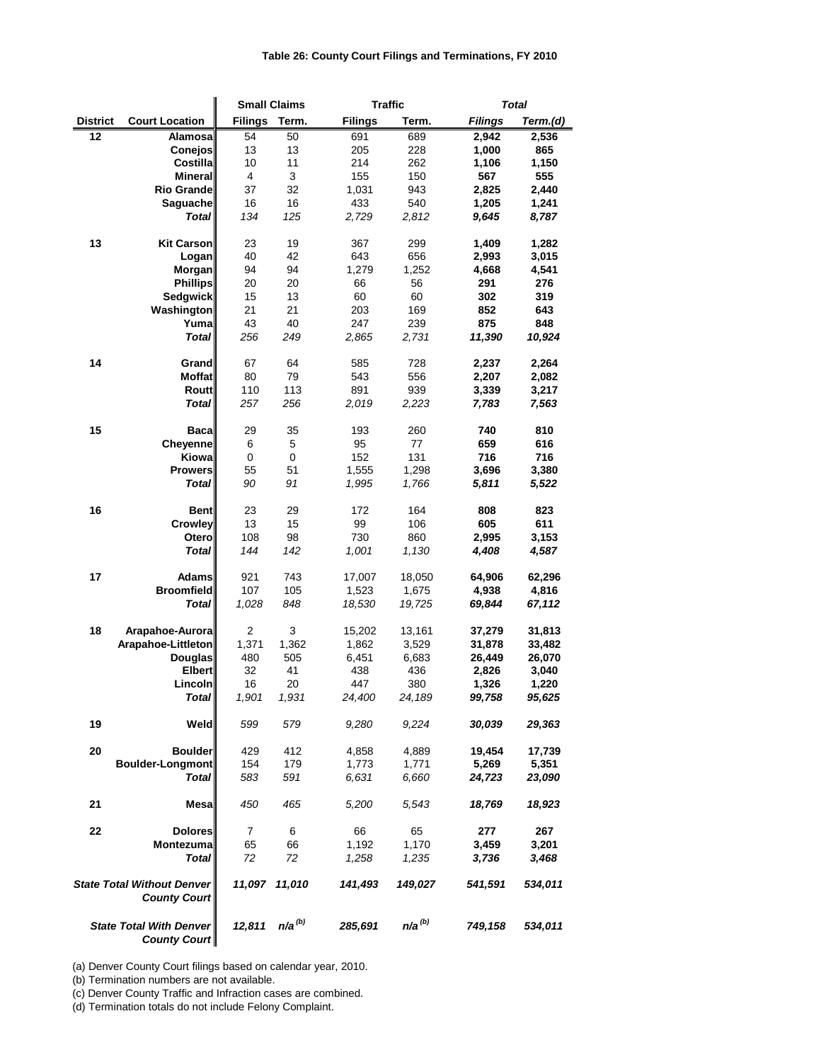**Table 26: County Court Filings and Terminations, FY 2010**

| | | Small Claims | | Traffic | | *Total* | |
|---|---|---|---|---|---|---|---|
| **District** | **Court Location** | **Filings** | **Term.** | **Filings** | **Term.** | ***Filings*** | ***Term.(d)*** |
| **12** | **Alamosa** | 54 | 50 | 691 | 689 | **2,942** | **2,536** |
| | **Conejos** | 13 | 13 | 205 | 228 | **1,000** | **865** |
| | **Costilla** | 10 | 11 | 214 | 262 | **1,106** | **1,150** |
| | **Mineral** | 4 | 3 | 155 | 150 | **567** | **555** |
| | **Rio Grande** | 37 | 32 | 1,031 | 943 | **2,825** | **2,440** |
| | **Saguache** | 16 | 16 | 433 | 540 | **1,205** | **1,241** |
| | ***Total*** | *134* | *125* | *2,729* | *2,812* | ***9,645*** | ***8,787*** |
| **13** | **Kit Carson** | 23 | 19 | 367 | 299 | **1,409** | **1,282** |
| | **Logan** | 40 | 42 | 643 | 656 | **2,993** | **3,015** |
| | **Morgan** | 94 | 94 | 1,279 | 1,252 | **4,668** | **4,541** |
| | **Phillips** | 20 | 20 | 66 | 56 | **291** | **276** |
| | **Sedgwick** | 15 | 13 | 60 | 60 | **302** | **319** |
| | **Washington** | 21 | 21 | 203 | 169 | **852** | **643** |
| | **Yuma** | 43 | 40 | 247 | 239 | **875** | **848** |
| | ***Total*** | *256* | *249* | *2,865* | *2,731* | ***11,390*** | ***10,924*** |
| **14** | **Grand** | 67 | 64 | 585 | 728 | **2,237** | **2,264** |
| | **Moffat** | 80 | 79 | 543 | 556 | **2,207** | **2,082** |
| | **Routt** | 110 | 113 | 891 | 939 | **3,339** | **3,217** |
| | ***Total*** | *257* | *256* | *2,019* | *2,223* | ***7,783*** | ***7,563*** |
| **15** | **Baca** | 29 | 35 | 193 | 260 | **740** | **810** |
| | **Cheyenne** | 6 | 5 | 95 | 77 | **659** | **616** |
| | **Kiowa** | 0 | 0 | 152 | 131 | **716** | **716** |
| | **Prowers** | 55 | 51 | 1,555 | 1,298 | **3,696** | **3,380** |
| | ***Total*** | *90* | *91* | *1,995* | *1,766* | ***5,811*** | ***5,522*** |
| **16** | **Bent** | 23 | 29 | 172 | 164 | **808** | **823** |
| | **Crowley** | 13 | 15 | 99 | 106 | **605** | **611** |
| | **Otero** | 108 | 98 | 730 | 860 | **2,995** | **3,153** |
| | ***Total*** | *144* | *142* | *1,001* | *1,130* | ***4,408*** | ***4,587*** |
| **17** | **Adams** | 921 | 743 | 17,007 | 18,050 | **64,906** | **62,296** |
| | **Broomfield** | 107 | 105 | 1,523 | 1,675 | **4,938** | **4,816** |
| | ***Total*** | *1,028* | *848* | *18,530* | *19,725* | ***69,844*** | ***67,112*** |
| **18** | **Arapahoe-Aurora** | 2 | 3 | 15,202 | 13,161 | **37,279** | **31,813** |
| | **Arapahoe-Littleton** | 1,371 | 1,362 | 1,862 | 3,529 | **31,878** | **33,482** |
| | **Douglas** | 480 | 505 | 6,451 | 6,683 | **26,449** | **26,070** |
| | **Elbert** | 32 | 41 | 438 | 436 | **2,826** | **3,040** |
| | **Lincoln** | 16 | 20 | 447 | 380 | **1,326** | **1,220** |
| | ***Total*** | *1,901* | *1,931* | *24,400* | *24,189* | ***99,758*** | ***95,625*** |
| **19** | **Weld** | *599* | *579* | *9,280* | *9,224* | ***30,039*** | ***29,363*** |
| **20** | **Boulder** | 429 | 412 | 4,858 | 4,889 | **19,454** | **17,739** |
| | **Boulder-Longmont** | 154 | 179 | 1,773 | 1,771 | **5,269** | **5,351** |
| | ***Total*** | *583* | *591* | *6,631* | *6,660* | ***24,723*** | ***23,090*** |
| **21** | **Mesa** | *450* | *465* | *5,200* | *5,543* | ***18,769*** | ***18,923*** |
| **22** | **Dolores** | 7 | 6 | 66 | 65 | **277** | **267** |
| | **Montezuma** | 65 | 66 | 1,192 | 1,170 | **3,459** | **3,201** |
| | ***Total*** | *72* | *72* | *1,258* | *1,235* | ***3,736*** | ***3,468*** |
| ***State Total Without Denver County Court*** | | ***11,097*** | ***11,010*** | ***141,493*** | ***149,027*** | ***541,591*** | ***534,011*** |
| ***State Total With Denver County Court*** | | ***12,811*** | ***n/a*** (b) | ***285,691*** | ***n/a*** (b) | ***749,158*** | ***534,011*** |

(a) Denver County Court filings based on calendar year, 2010.

(b) Termination numbers are not available.

(c) Denver County Traffic and Infraction cases are combined.

(d) Termination totals do not include Felony Complaint.